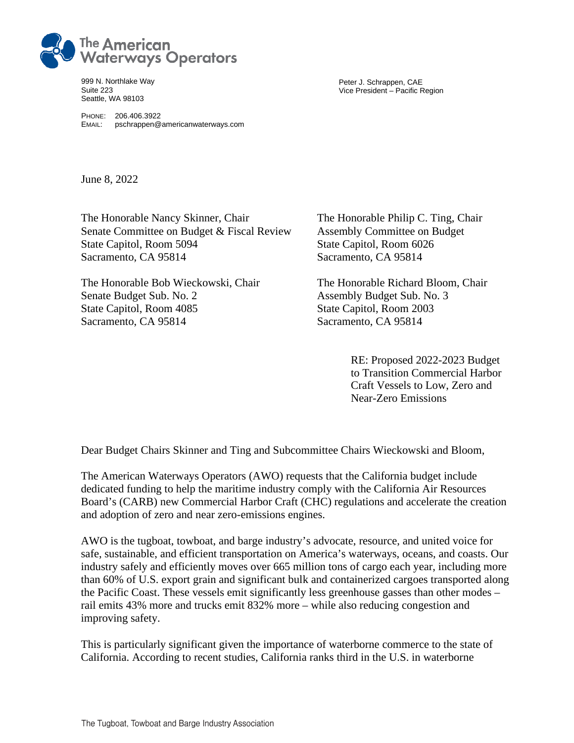The American Waterways Operators

999 N. Northlake Way
Suite 223
Seattle, WA 98103

PHONE: 206.406.3922
EMAIL: pschrappen@americanwaterways.com

Peter J. Schrappen, CAE
Vice President – Pacific Region

June 8, 2022

The Honorable Nancy Skinner, Chair
Senate Committee on Budget & Fiscal Review
State Capitol, Room 5094
Sacramento, CA 95814

The Honorable Philip C. Ting, Chair
Assembly Committee on Budget
State Capitol, Room 6026
Sacramento, CA 95814

The Honorable Bob Wieckowski, Chair
Senate Budget Sub. No. 2
State Capitol, Room 4085
Sacramento, CA 95814

The Honorable Richard Bloom, Chair
Assembly Budget Sub. No. 3
State Capitol, Room 2003
Sacramento, CA 95814

RE: Proposed 2022-2023 Budget to Transition Commercial Harbor Craft Vessels to Low, Zero and Near-Zero Emissions

Dear Budget Chairs Skinner and Ting and Subcommittee Chairs Wieckowski and Bloom,

The American Waterways Operators (AWO) requests that the California budget include dedicated funding to help the maritime industry comply with the California Air Resources Board's (CARB) new Commercial Harbor Craft (CHC) regulations and accelerate the creation and adoption of zero and near zero-emissions engines.

AWO is the tugboat, towboat, and barge industry's advocate, resource, and united voice for safe, sustainable, and efficient transportation on America's waterways, oceans, and coasts. Our industry safely and efficiently moves over 665 million tons of cargo each year, including more than 60% of U.S. export grain and significant bulk and containerized cargoes transported along the Pacific Coast. These vessels emit significantly less greenhouse gasses than other modes – rail emits 43% more and trucks emit 832% more – while also reducing congestion and improving safety.

This is particularly significant given the importance of waterborne commerce to the state of California. According to recent studies, California ranks third in the U.S. in waterborne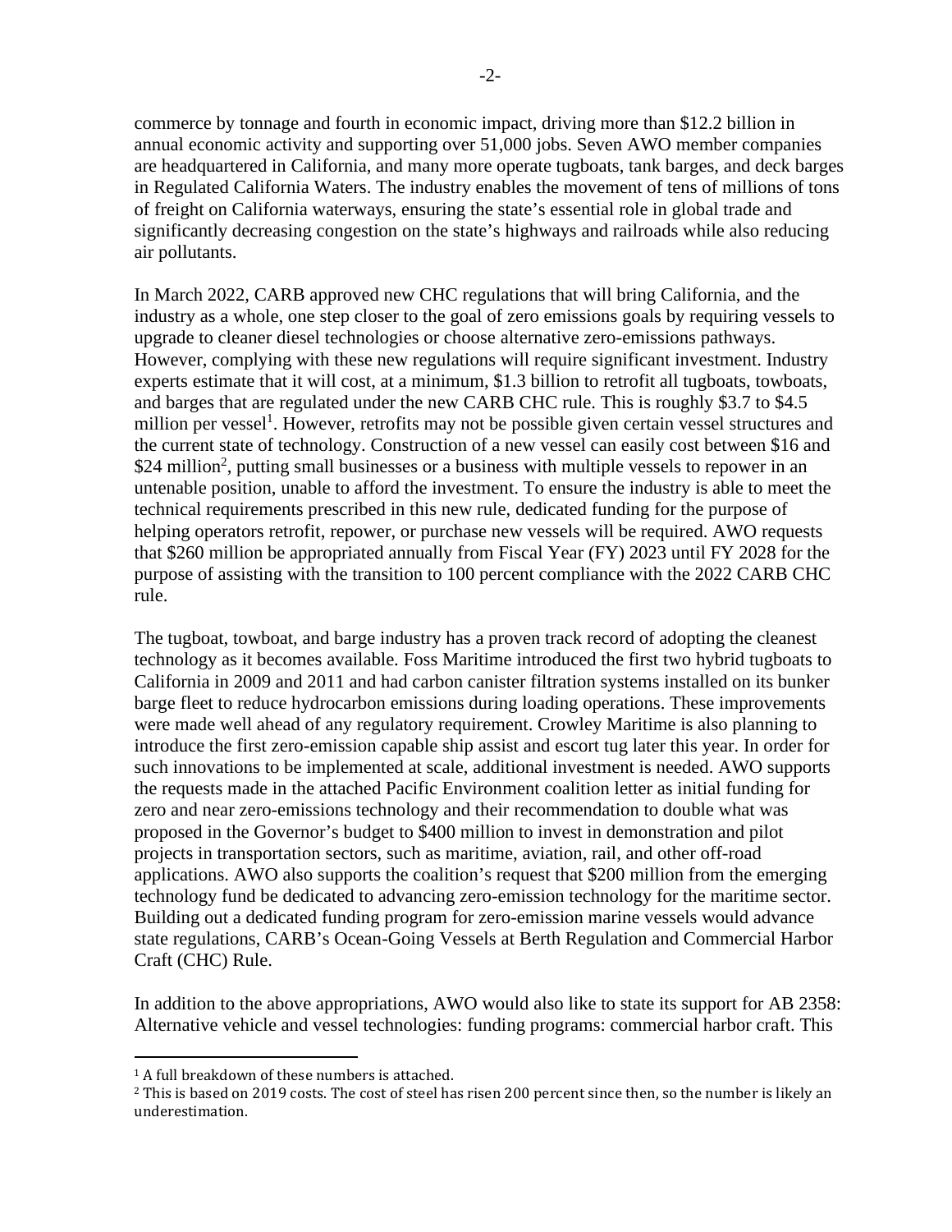commerce by tonnage and fourth in economic impact, driving more than $12.2 billion in annual economic activity and supporting over 51,000 jobs. Seven AWO member companies are headquartered in California, and many more operate tugboats, tank barges, and deck barges in Regulated California Waters. The industry enables the movement of tens of millions of tons of freight on California waterways, ensuring the state's essential role in global trade and significantly decreasing congestion on the state's highways and railroads while also reducing air pollutants.

In March 2022, CARB approved new CHC regulations that will bring California, and the industry as a whole, one step closer to the goal of zero emissions goals by requiring vessels to upgrade to cleaner diesel technologies or choose alternative zero-emissions pathways. However, complying with these new regulations will require significant investment. Industry experts estimate that it will cost, at a minimum, $1.3 billion to retrofit all tugboats, towboats, and barges that are regulated under the new CARB CHC rule. This is roughly $3.7 to $4.5 million per vessel[1]. However, retrofits may not be possible given certain vessel structures and the current state of technology. Construction of a new vessel can easily cost between $16 and $24 million[2], putting small businesses or a business with multiple vessels to repower in an untenable position, unable to afford the investment. To ensure the industry is able to meet the technical requirements prescribed in this new rule, dedicated funding for the purpose of helping operators retrofit, repower, or purchase new vessels will be required. AWO requests that $260 million be appropriated annually from Fiscal Year (FY) 2023 until FY 2028 for the purpose of assisting with the transition to 100 percent compliance with the 2022 CARB CHC rule.

The tugboat, towboat, and barge industry has a proven track record of adopting the cleanest technology as it becomes available. Foss Maritime introduced the first two hybrid tugboats to California in 2009 and 2011 and had carbon canister filtration systems installed on its bunker barge fleet to reduce hydrocarbon emissions during loading operations. These improvements were made well ahead of any regulatory requirement. Crowley Maritime is also planning to introduce the first zero-emission capable ship assist and escort tug later this year. In order for such innovations to be implemented at scale, additional investment is needed. AWO supports the requests made in the attached Pacific Environment coalition letter as initial funding for zero and near zero-emissions technology and their recommendation to double what was proposed in the Governor's budget to $400 million to invest in demonstration and pilot projects in transportation sectors, such as maritime, aviation, rail, and other off-road applications. AWO also supports the coalition's request that $200 million from the emerging technology fund be dedicated to advancing zero-emission technology for the maritime sector. Building out a dedicated funding program for zero-emission marine vessels would advance state regulations, CARB's Ocean-Going Vessels at Berth Regulation and Commercial Harbor Craft (CHC) Rule.

In addition to the above appropriations, AWO would also like to state its support for AB 2358: Alternative vehicle and vessel technologies: funding programs: commercial harbor craft. This

---

[1] A full breakdown of these numbers is attached.

[2] This is based on 2019 costs. The cost of steel has risen 200 percent since then, so the number is likely an underestimation.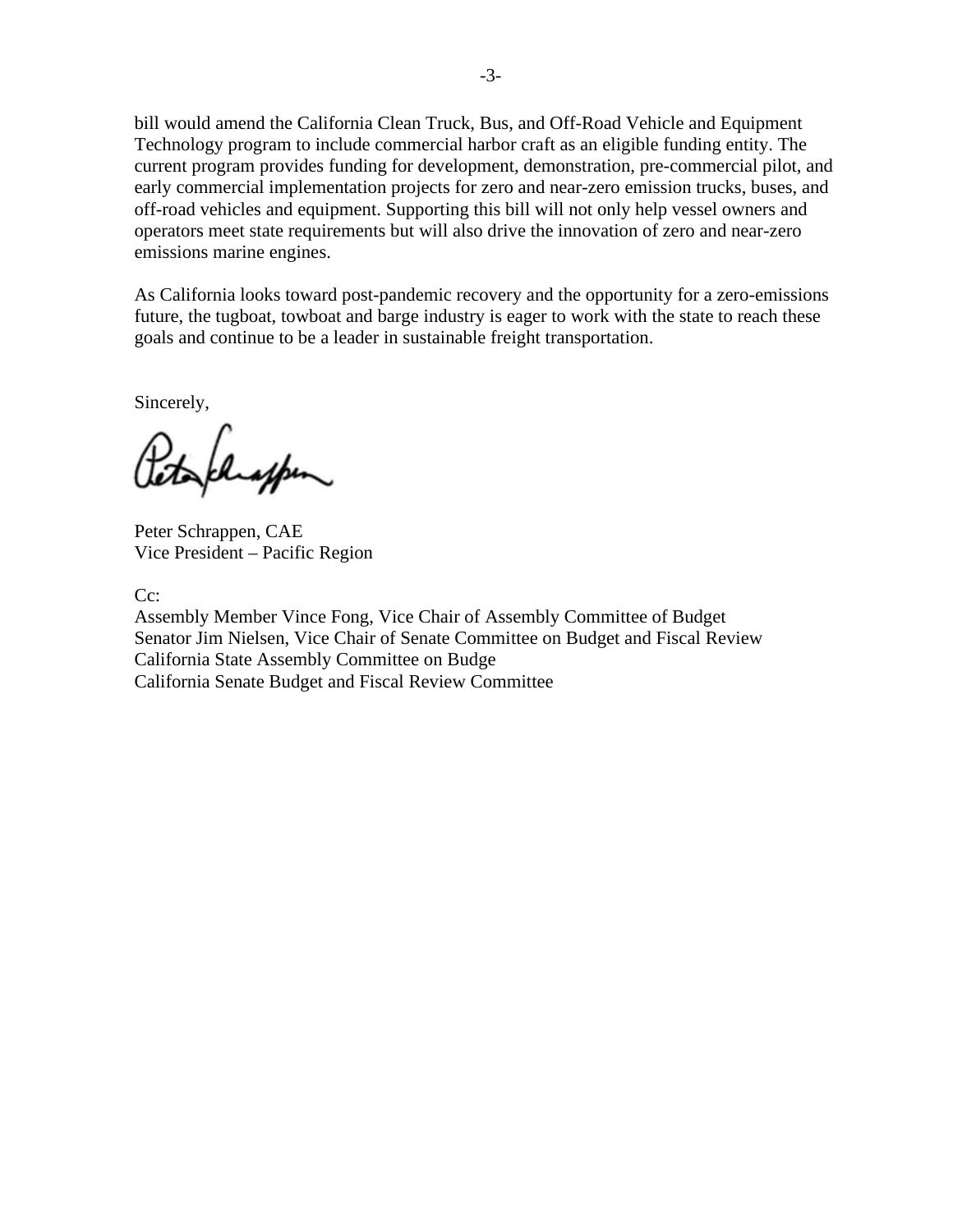bill would amend the California Clean Truck, Bus, and Off-Road Vehicle and Equipment Technology program to include commercial harbor craft as an eligible funding entity. The current program provides funding for development, demonstration, pre-commercial pilot, and early commercial implementation projects for zero and near-zero emission trucks, buses, and off-road vehicles and equipment. Supporting this bill will not only help vessel owners and operators meet state requirements but will also drive the innovation of zero and near-zero emissions marine engines.

As California looks toward post-pandemic recovery and the opportunity for a zero-emissions future, the tugboat, towboat and barge industry is eager to work with the state to reach these goals and continue to be a leader in sustainable freight transportation.

Sincerely,

Peter Schrappen, CAE
Vice President – Pacific Region

Cc:
Assembly Member Vince Fong, Vice Chair of Assembly Committee of Budget
Senator Jim Nielsen, Vice Chair of Senate Committee on Budget and Fiscal Review
California State Assembly Committee on Budge
California Senate Budget and Fiscal Review Committee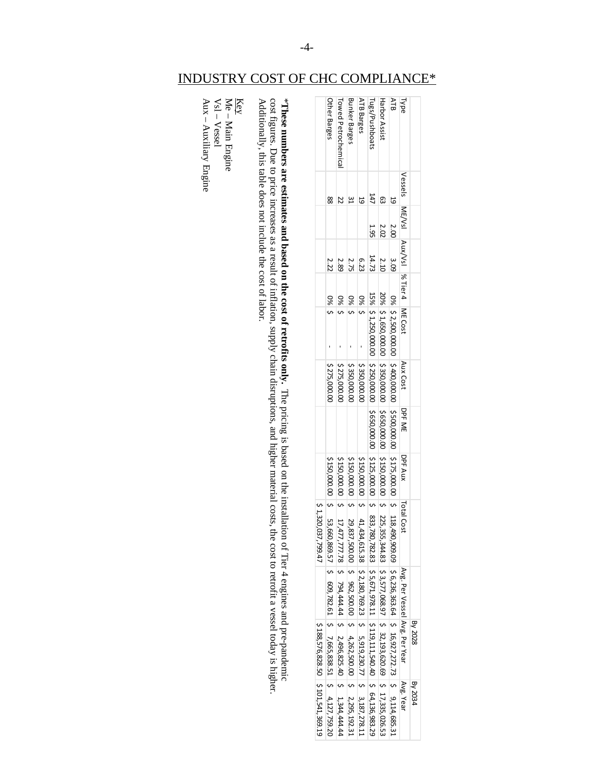# INDUSTRY COST OF CHC COMPLIANCE*

| | | | | | | | | | | | By 2028 | By 2034 |
|---|---|---|---|---|---|---|---|---|---|---|---|---|
| Type | Vessels | ME/Vsl | Aux/Vsl | % Tier 4 | ME Cost | Aux Cost | DPF ME | DPF Aux | Total Cost | Avg. Per Vessel | Avg. Per Year | Avg. Year |
| ATB | 19 | 2.00 | 3.09 | 0% | $ 2,500,000.00 | $ 400,000.00 | $ 500,000.00 | $ 175,000.00 | $ 118,490,909.09 | $ 6,236,363.64 | $ 16,927,272.73 | $ 9,114,685.31 |
| Harbor Assist | 63 | 2.02 | 2.10 | 20% | $ 1,650,000.00 | $ 350,000.00 | $ 650,000.00 | $ 150,000.00 | $ 225,355,344.83 | $ 3,577,068.97 | $ 32,193,620.69 | $ 17,335,026.53 |
| Tugs/Pushboats | 147 | 1.95 | 14.73 | 15% | $ 1,250,000.00 | $ 250,000.00 | $ 650,000.00 | $ 125,000.00 | $ 833,780,782.83 | $ 5,671,978.11 | $ 119,111,540.40 | $ 64,136,983.29 |
| ATB Barges | 19 | | 6.23 | 0% | $ - | $ 350,000.00 | | $ 150,000.00 | $ 41,434,615.38 | $ 2,180,769.23 | $ 5,919,230.77 | $ 3,187,278.11 |
| Bunker Barges | 31 | | 2.75 | 0% | $ - | $ 350,000.00 | | $ 150,000.00 | $ 29,837,500.00 | $ 962,500.00 | $ 4,262,500.00 | $ 2,295,192.31 |
| Towed Petrochemical | 22 | | 2.89 | 0% | $ - | $ 275,000.00 | | $ 150,000.00 | $ 17,477,777.78 | $ 794,444.44 | $ 2,496,825.40 | $ 1,344,444.44 |
| Other Barges | 88 | | 2.22 | 0% | $ - | $ 275,000.00 | | $ 150,000.00 | $ 53,660,869.57 | $ 609,782.61 | $ 7,665,838.51 | $ 4,127,759.20 |
| | | | | | | | | | $ 1,320,037,799.47 | | $ 188,576,828.50 | $ 101,541,369.19 |

***These numbers are estimates and based on the cost of retrofits only.** The pricing is based on the installation of Tier 4 engines and pre-pandemic cost figures. Due to price increases as a result of inflation, supply chain disruptions, and higher material costs, the cost to retrofit a vessel today is higher. Additionally, this table does not include the cost of labor.

Key
Me – Main Engine
Vsl – Vessel
Aux – Auxiliary Engine